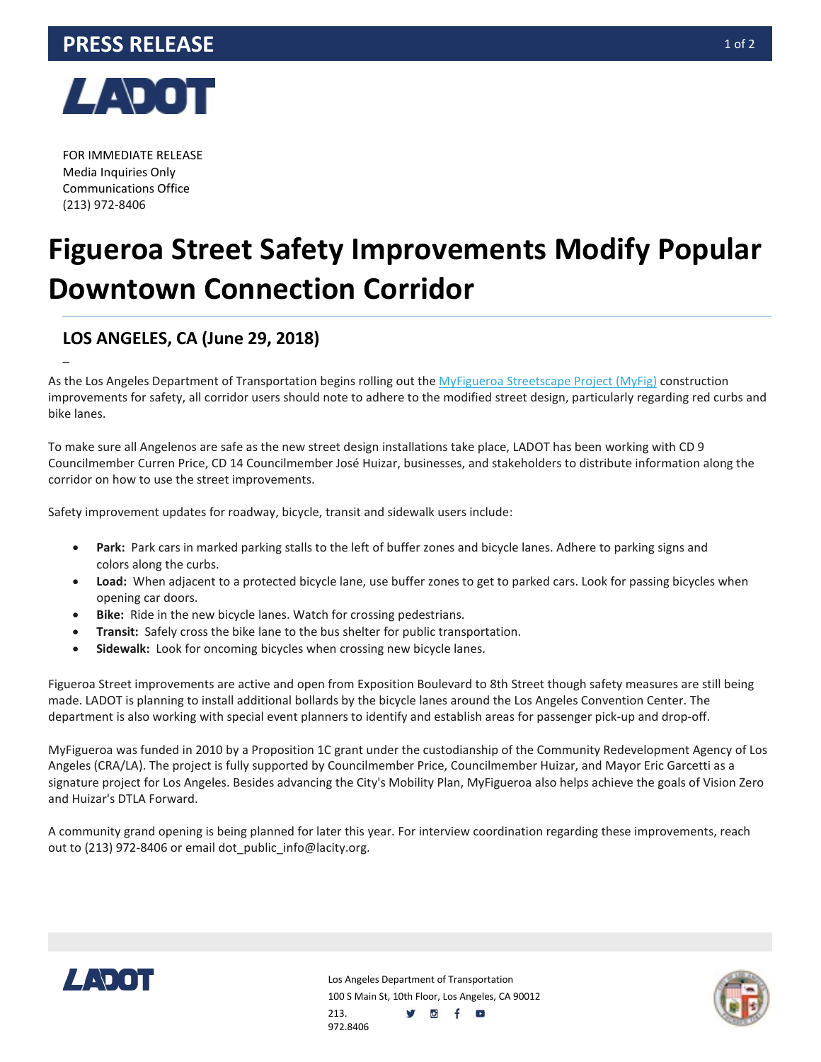**PRESS RELEASE**

LADOT

FOR IMMEDIATE RELEASE
Media Inquiries Only
Communications Office
(213) 972-8406

# Figueroa Street Safety Improvements Modify Popular Downtown Connection Corridor

## LOS ANGELES, CA (June 29, 2018)

–

As the Los Angeles Department of Transportation begins rolling out the MyFigueroa Streetscape Project (MyFig) construction improvements for safety, all corridor users should note to adhere to the modified street design, particularly regarding red curbs and bike lanes.

To make sure all Angelenos are safe as the new street design installations take place, LADOT has been working with CD 9 Councilmember Curren Price, CD 14 Councilmember José Huizar, businesses, and stakeholders to distribute information along the corridor on how to use the street improvements.

Safety improvement updates for roadway, bicycle, transit and sidewalk users include:

- **Park:** Park cars in marked parking stalls to the left of buffer zones and bicycle lanes. Adhere to parking signs and colors along the curbs.
- **Load:** When adjacent to a protected bicycle lane, use buffer zones to get to parked cars. Look for passing bicycles when opening car doors.
- **Bike:** Ride in the new bicycle lanes. Watch for crossing pedestrians.
- **Transit:** Safely cross the bike lane to the bus shelter for public transportation.
- **Sidewalk:** Look for oncoming bicycles when crossing new bicycle lanes.

Figueroa Street improvements are active and open from Exposition Boulevard to 8th Street though safety measures are still being made. LADOT is planning to install additional bollards by the bicycle lanes around the Los Angeles Convention Center. The department is also working with special event planners to identify and establish areas for passenger pick-up and drop-off.

MyFigueroa was funded in 2010 by a Proposition 1C grant under the custodianship of the Community Redevelopment Agency of Los Angeles (CRA/LA). The project is fully supported by Councilmember Price, Councilmember Huizar, and Mayor Eric Garcetti as a signature project for Los Angeles. Besides advancing the City's Mobility Plan, MyFigueroa also helps achieve the goals of Vision Zero and Huizar's DTLA Forward.

A community grand opening is being planned for later this year. For interview coordination regarding these improvements, reach out to (213) 972-8406 or email dot_public_info@lacity.org.

LADOT

Los Angeles Department of Transportation
100 S Main St, 10th Floor, Los Angeles, CA 90012
213. 972.8406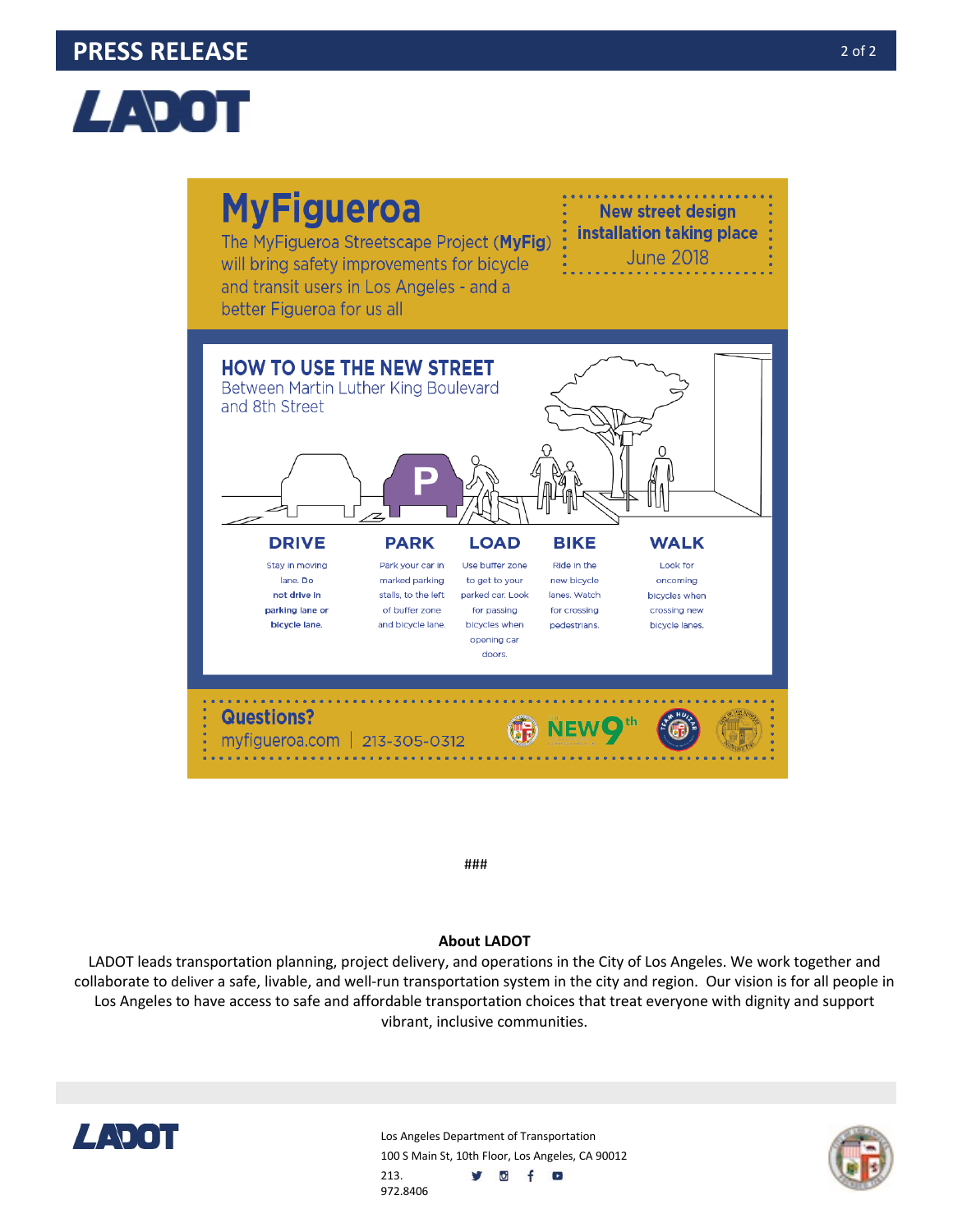# MyFigueroa

The MyFigueroa Streetscape Project (**MyFig**) will bring safety improvements for bicycle and transit users in Los Angeles - and a better Figueroa for us all

**New street design installation taking place**
June 2018

## HOW TO USE THE NEW STREET

Between Martin Luther King Boulevard and 8th Street

**DRIVE**
Stay in moving lane. Do **not drive in parking lane or bicycle lane.**

**PARK**
Park your car in marked parking stalls, to the left of buffer zone and bicycle lane.

**LOAD**
Use buffer zone to get to your parked car. Look for passing bicycles when opening car doors.

**BIKE**
Ride in the new bicycle lanes. Watch for crossing pedestrians.

**WALK**
Look for oncoming bicycles when crossing new bicycle lanes.

**Questions?**
myfigueroa.com | 213-305-0312

###

**About LADOT**

LADOT leads transportation planning, project delivery, and operations in the City of Los Angeles. We work together and collaborate to deliver a safe, livable, and well-run transportation system in the city and region. Our vision is for all people in Los Angeles to have access to safe and affordable transportation choices that treat everyone with dignity and support vibrant, inclusive communities.

Los Angeles Department of Transportation
100 S Main St, 10th Floor, Los Angeles, CA 90012
213.972.8406